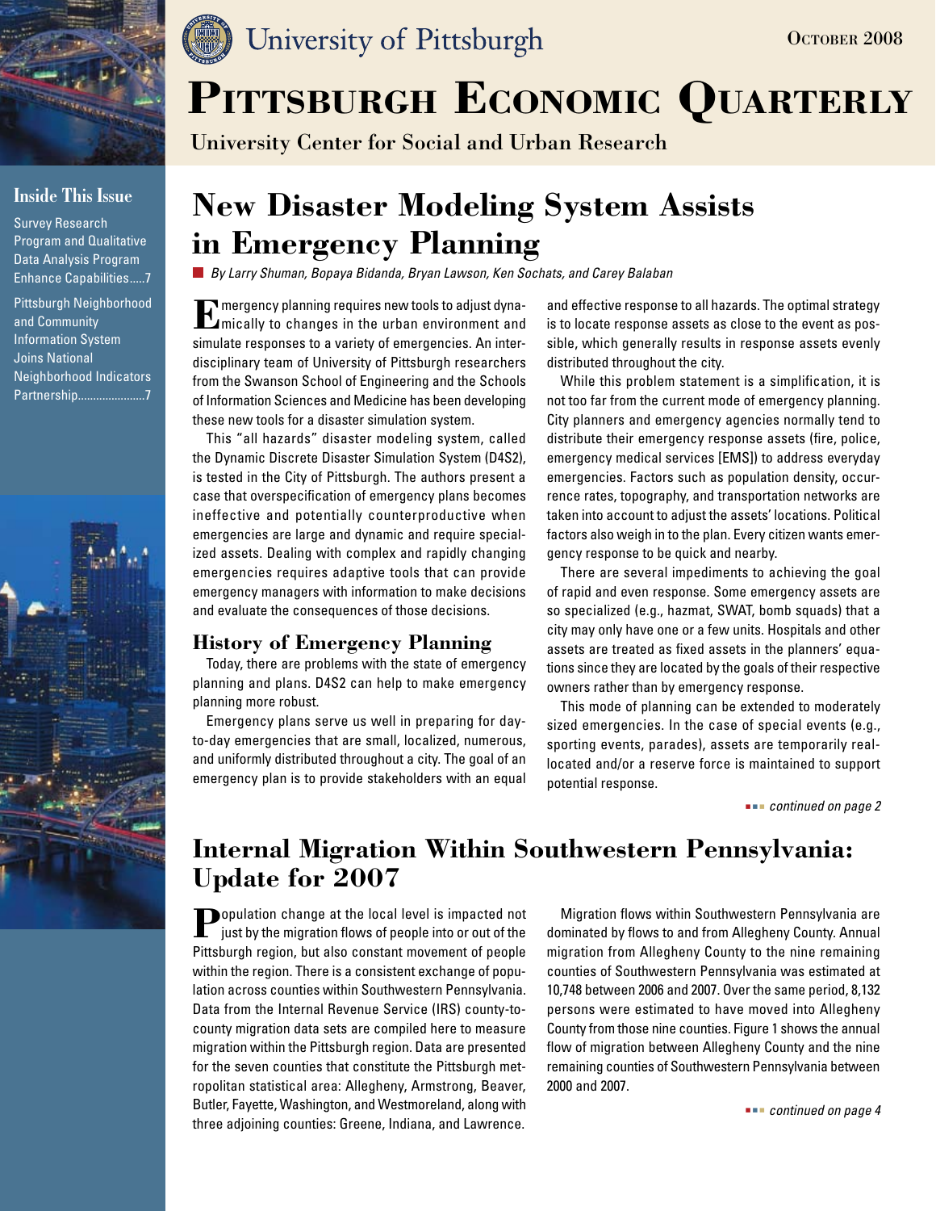University of Pittsburgh

October 2008

# Pittsburgh Economic Quarterly

University Center for Social and Urban Research

**Inside This Issue**

Survey Research Program and Qualitative Data Analysis Program Enhance Capabilities.....7

Pittsburgh Neighborhood and Community Information System Joins National Neighborhood Indicators Partnership......................7

## New Disaster Modeling System Assists in Emergency Planning

*By Larry Shuman, Bopaya Bidanda, Bryan Lawson, Ken Sochats, and Carey Balaban*

Emergency planning requires new tools to adjust dynamically to changes in the urban environment and simulate responses to a variety of emergencies. An interdisciplinary team of University of Pittsburgh researchers from the Swanson School of Engineering and the Schools of Information Sciences and Medicine has been developing these new tools for a disaster simulation system.

This "all hazards" disaster modeling system, called the Dynamic Discrete Disaster Simulation System (D4S2), is tested in the City of Pittsburgh. The authors present a case that overspecification of emergency plans becomes ineffective and potentially counterproductive when emergencies are large and dynamic and require specialized assets. Dealing with complex and rapidly changing emergencies requires adaptive tools that can provide emergency managers with information to make decisions and evaluate the consequences of those decisions.

### History of Emergency Planning

Today, there are problems with the state of emergency planning and plans. D4S2 can help to make emergency planning more robust.

Emergency plans serve us well in preparing for day-to-day emergencies that are small, localized, numerous, and uniformly distributed throughout a city. The goal of an emergency plan is to provide stakeholders with an equal and effective response to all hazards. The optimal strategy is to locate response assets as close to the event as possible, which generally results in response assets evenly distributed throughout the city.

While this problem statement is a simplification, it is not too far from the current mode of emergency planning. City planners and emergency agencies normally tend to distribute their emergency response assets (fire, police, emergency medical services [EMS]) to address everyday emergencies. Factors such as population density, occurrence rates, topography, and transportation networks are taken into account to adjust the assets' locations. Political factors also weigh in to the plan. Every citizen wants emergency response to be quick and nearby.

There are several impediments to achieving the goal of rapid and even response. Some emergency assets are so specialized (e.g., hazmat, SWAT, bomb squads) that a city may only have one or a few units. Hospitals and other assets are treated as fixed assets in the planners' equations since they are located by the goals of their respective owners rather than by emergency response.

This mode of planning can be extended to moderately sized emergencies. In the case of special events (e.g., sporting events, parades), assets are temporarily reallocated and/or a reserve force is maintained to support potential response.

*continued on page 2*

## Internal Migration Within Southwestern Pennsylvania: Update for 2007

Population change at the local level is impacted not just by the migration flows of people into or out of the Pittsburgh region, but also constant movement of people within the region. There is a consistent exchange of population across counties within Southwestern Pennsylvania. Data from the Internal Revenue Service (IRS) county-to-county migration data sets are compiled here to measure migration within the Pittsburgh region. Data are presented for the seven counties that constitute the Pittsburgh metropolitan statistical area: Allegheny, Armstrong, Beaver, Butler, Fayette, Washington, and Westmoreland, along with three adjoining counties: Greene, Indiana, and Lawrence.

Migration flows within Southwestern Pennsylvania are dominated by flows to and from Allegheny County. Annual migration from Allegheny County to the nine remaining counties of Southwestern Pennsylvania was estimated at 10,748 between 2006 and 2007. Over the same period, 8,132 persons were estimated to have moved into Allegheny County from those nine counties. Figure 1 shows the annual flow of migration between Allegheny County and the nine remaining counties of Southwestern Pennsylvania between 2000 and 2007.

*continued on page 4*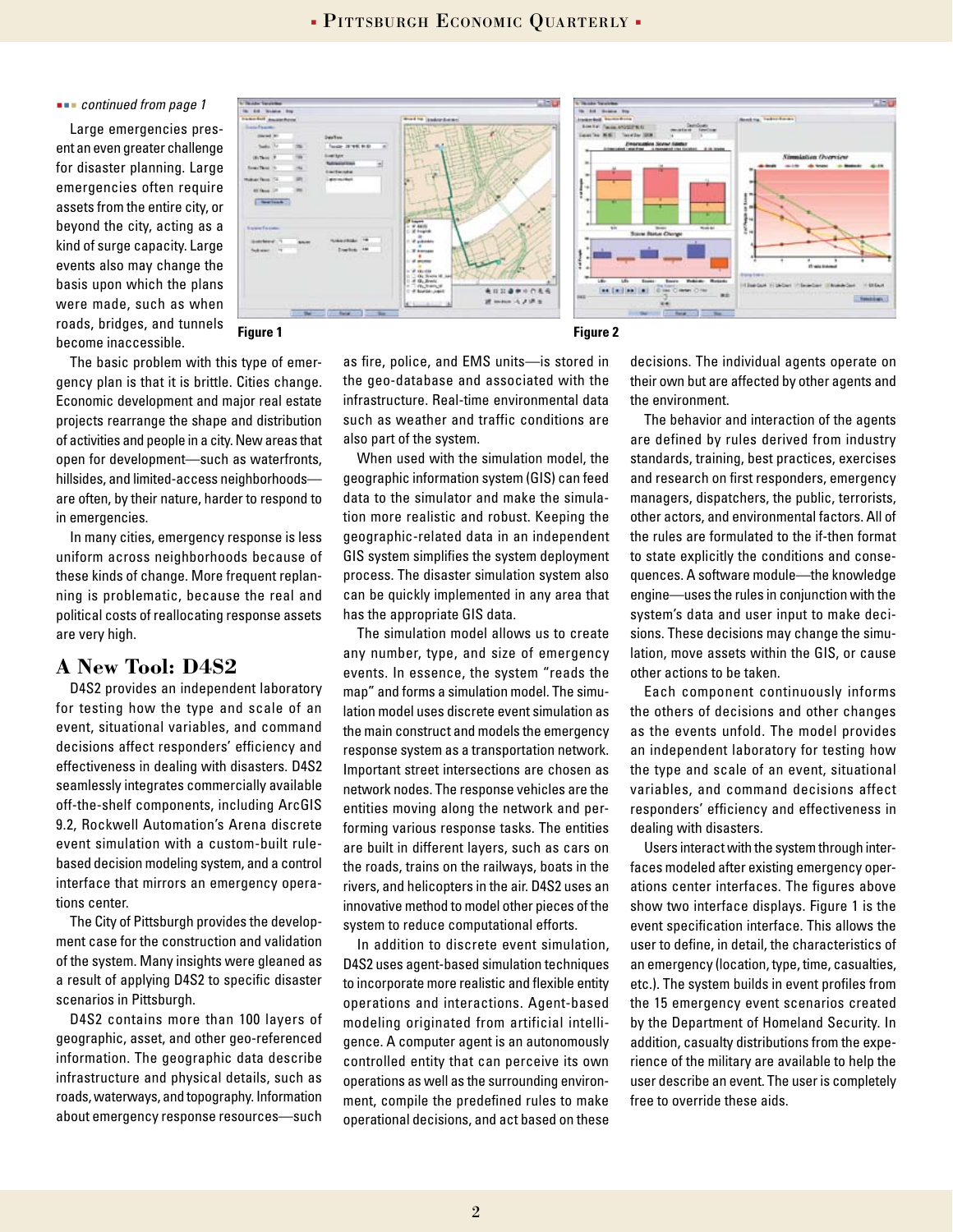*continued from page 1*

Large emergencies present an even greater challenge for disaster planning. Large emergencies often require assets from the entire city, or beyond the city, acting as a kind of surge capacity. Large events also may change the basis upon which the plans were made, such as when roads, bridges, and tunnels become inaccessible.

Figure 1

Figure 2

The basic problem with this type of emergency plan is that it is brittle. Cities change. Economic development and major real estate projects rearrange the shape and distribution of activities and people in a city. New areas that open for development—such as waterfronts, hillsides, and limited-access neighborhoods—are often, by their nature, harder to respond to in emergencies.

In many cities, emergency response is less uniform across neighborhoods because of these kinds of change. More frequent replanning is problematic, because the real and political costs of reallocating response assets are very high.

## A New Tool: D4S2

D4S2 provides an independent laboratory for testing how the type and scale of an event, situational variables, and command decisions affect responders' efficiency and effectiveness in dealing with disasters. D4S2 seamlessly integrates commercially available off-the-shelf components, including ArcGIS 9.2, Rockwell Automation's Arena discrete event simulation with a custom-built rule-based decision modeling system, and a control interface that mirrors an emergency operations center.

The City of Pittsburgh provides the development case for the construction and validation of the system. Many insights were gleaned as a result of applying D4S2 to specific disaster scenarios in Pittsburgh.

D4S2 contains more than 100 layers of geographic, asset, and other geo-referenced information. The geographic data describe infrastructure and physical details, such as roads, waterways, and topography. Information about emergency response resources—such as fire, police, and EMS units—is stored in the geo-database and associated with the infrastructure. Real-time environmental data such as weather and traffic conditions are also part of the system.

When used with the simulation model, the geographic information system (GIS) can feed data to the simulator and make the simulation more realistic and robust. Keeping the geographic-related data in an independent GIS system simplifies the system deployment process. The disaster simulation system also can be quickly implemented in any area that has the appropriate GIS data.

The simulation model allows us to create any number, type, and size of emergency events. In essence, the system "reads the map" and forms a simulation model. The simulation model uses discrete event simulation as the main construct and models the emergency response system as a transportation network. Important street intersections are chosen as network nodes. The response vehicles are the entities moving along the network and performing various response tasks. The entities are built in different layers, such as cars on the roads, trains on the railways, boats in the rivers, and helicopters in the air. D4S2 uses an innovative method to model other pieces of the system to reduce computational efforts.

In addition to discrete event simulation, D4S2 uses agent-based simulation techniques to incorporate more realistic and flexible entity operations and interactions. Agent-based modeling originated from artificial intelligence. A computer agent is an autonomously controlled entity that can perceive its own operations as well as the surrounding environment, compile the predefined rules to make operational decisions, and act based on these decisions. The individual agents operate on their own but are affected by other agents and the environment.

The behavior and interaction of the agents are defined by rules derived from industry standards, training, best practices, exercises and research on first responders, emergency managers, dispatchers, the public, terrorists, other actors, and environmental factors. All of the rules are formulated to the if-then format to state explicitly the conditions and consequences. A software module—the knowledge engine—uses the rules in conjunction with the system's data and user input to make decisions. These decisions may change the simulation, move assets within the GIS, or cause other actions to be taken.

Each component continuously informs the others of decisions and other changes as the events unfold. The model provides an independent laboratory for testing how the type and scale of an event, situational variables, and command decisions affect responders' efficiency and effectiveness in dealing with disasters.

Users interact with the system through interfaces modeled after existing emergency operations center interfaces. The figures above show two interface displays. Figure 1 is the event specification interface. This allows the user to define, in detail, the characteristics of an emergency (location, type, time, casualties, etc.). The system builds in event profiles from the 15 emergency event scenarios created by the Department of Homeland Security. In addition, casualty distributions from the experience of the military are available to help the user describe an event. The user is completely free to override these aids.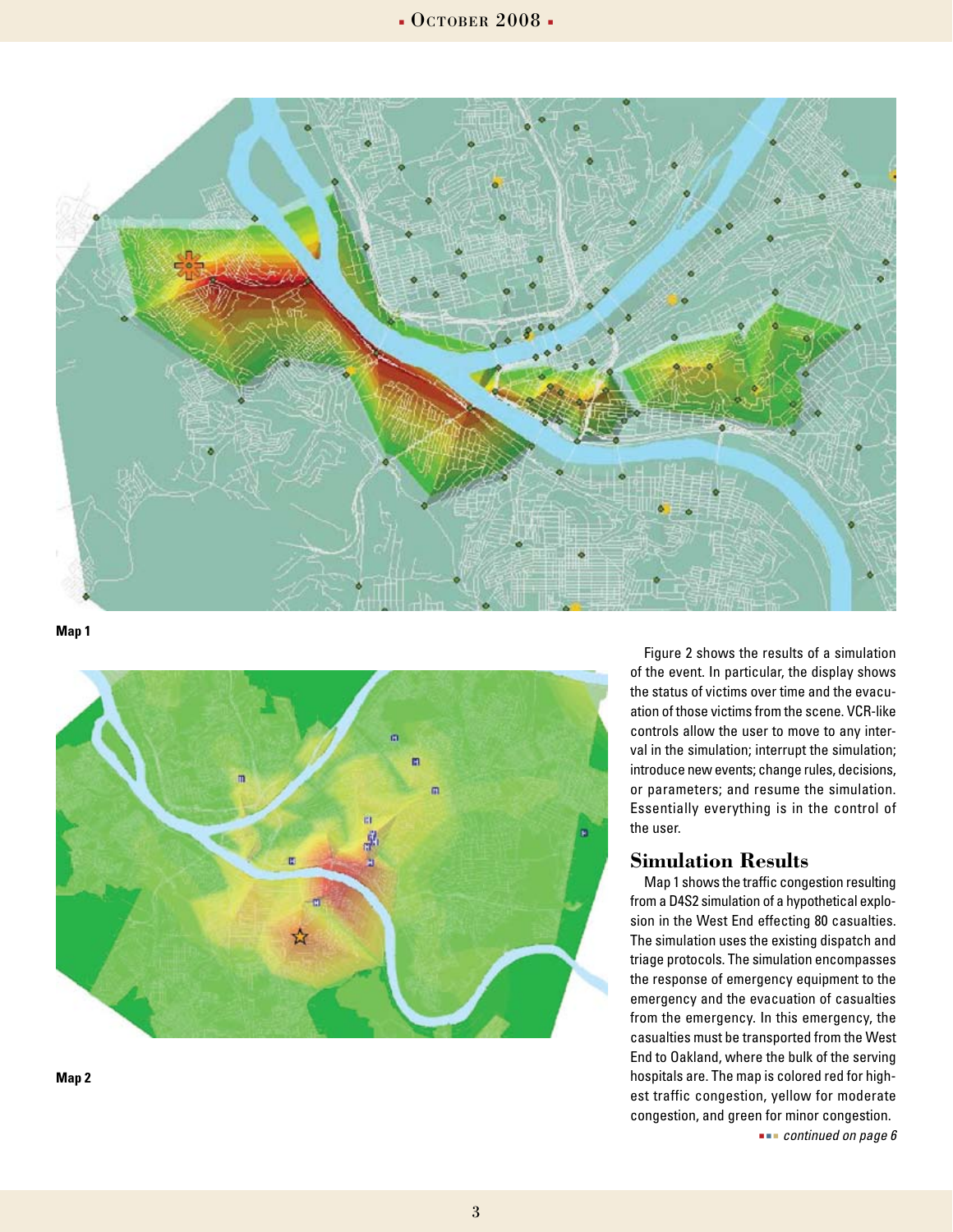Map 1

Map 2

Figure 2 shows the results of a simulation of the event. In particular, the display shows the status of victims over time and the evacuation of those victims from the scene. VCR-like controls allow the user to move to any interval in the simulation; interrupt the simulation; introduce new events; change rules, decisions, or parameters; and resume the simulation. Essentially everything is in the control of the user.

## Simulation Results

Map 1 shows the traffic congestion resulting from a D4S2 simulation of a hypothetical explosion in the West End effecting 80 casualties. The simulation uses the existing dispatch and triage protocols. The simulation encompasses the response of emergency equipment to the emergency and the evacuation of casualties from the emergency. In this emergency, the casualties must be transported from the West End to Oakland, where the bulk of the serving hospitals are. The map is colored red for highest traffic congestion, yellow for moderate congestion, and green for minor congestion.

*continued on page 6*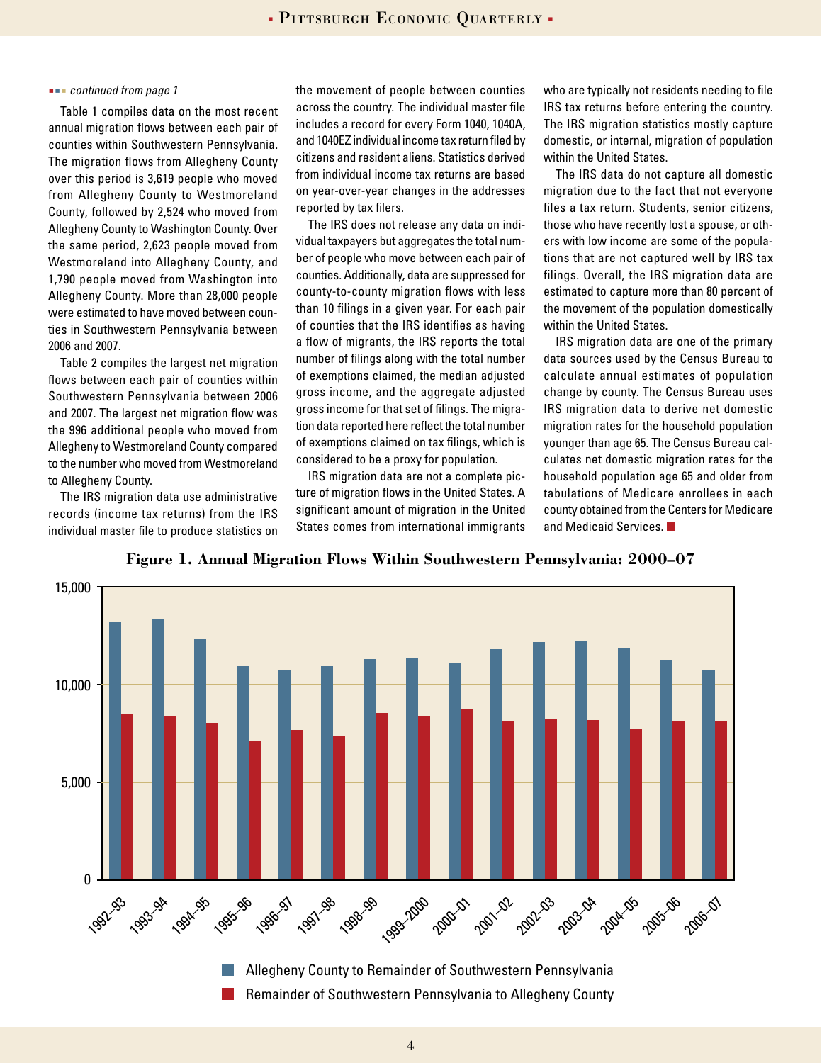*continued from page 1*

Table 1 compiles data on the most recent annual migration flows between each pair of counties within Southwestern Pennsylvania. The migration flows from Allegheny County over this period is 3,619 people who moved from Allegheny County to Westmoreland County, followed by 2,524 who moved from Allegheny County to Washington County. Over the same period, 2,623 people moved from Westmoreland into Allegheny County, and 1,790 people moved from Washington into Allegheny County. More than 28,000 people were estimated to have moved between counties in Southwestern Pennsylvania between 2006 and 2007.

Table 2 compiles the largest net migration flows between each pair of counties within Southwestern Pennsylvania between 2006 and 2007. The largest net migration flow was the 996 additional people who moved from Allegheny to Westmoreland County compared to the number who moved from Westmoreland to Allegheny County.

The IRS migration data use administrative records (income tax returns) from the IRS individual master file to produce statistics on the movement of people between counties across the country. The individual master file includes a record for every Form 1040, 1040A, and 1040EZ individual income tax return filed by citizens and resident aliens. Statistics derived from individual income tax returns are based on year-over-year changes in the addresses reported by tax filers.

The IRS does not release any data on individual taxpayers but aggregates the total number of people who move between each pair of counties. Additionally, data are suppressed for county-to-county migration flows with less than 10 filings in a given year. For each pair of counties that the IRS identifies as having a flow of migrants, the IRS reports the total number of filings along with the total number of exemptions claimed, the median adjusted gross income, and the aggregate adjusted gross income for that set of filings. The migration data reported here reflect the total number of exemptions claimed on tax filings, which is considered to be a proxy for population.

IRS migration data are not a complete picture of migration flows in the United States. A significant amount of migration in the United States comes from international immigrants who are typically not residents needing to file IRS tax returns before entering the country. The IRS migration statistics mostly capture domestic, or internal, migration of population within the United States.

The IRS data do not capture all domestic migration due to the fact that not everyone files a tax return. Students, senior citizens, those who have recently lost a spouse, or others with low income are some of the populations that are not captured well by IRS tax filings. Overall, the IRS migration data are estimated to capture more than 80 percent of the movement of the population domestically within the United States.

IRS migration data are one of the primary data sources used by the Census Bureau to calculate annual estimates of population change by county. The Census Bureau uses IRS migration data to derive net domestic migration rates for the household population younger than age 65. The Census Bureau calculates net domestic migration rates for the household population age 65 and older from tabulations of Medicare enrollees in each county obtained from the Centers for Medicare and Medicaid Services.

**Figure 1. Annual Migration Flows Within Southwestern Pennsylvania: 2000–07**

Legend: Allegheny County to Remainder of Southwestern Pennsylvania; Remainder of Southwestern Pennsylvania to Allegheny County

Years: 1992–93, 1993–94, 1994–95, 1995–96, 1996–97, 1997–98, 1998–99, 1999–2000, 2000–01, 2001–02, 2002–03, 2003–04, 2004–05, 2005–06, 2006–07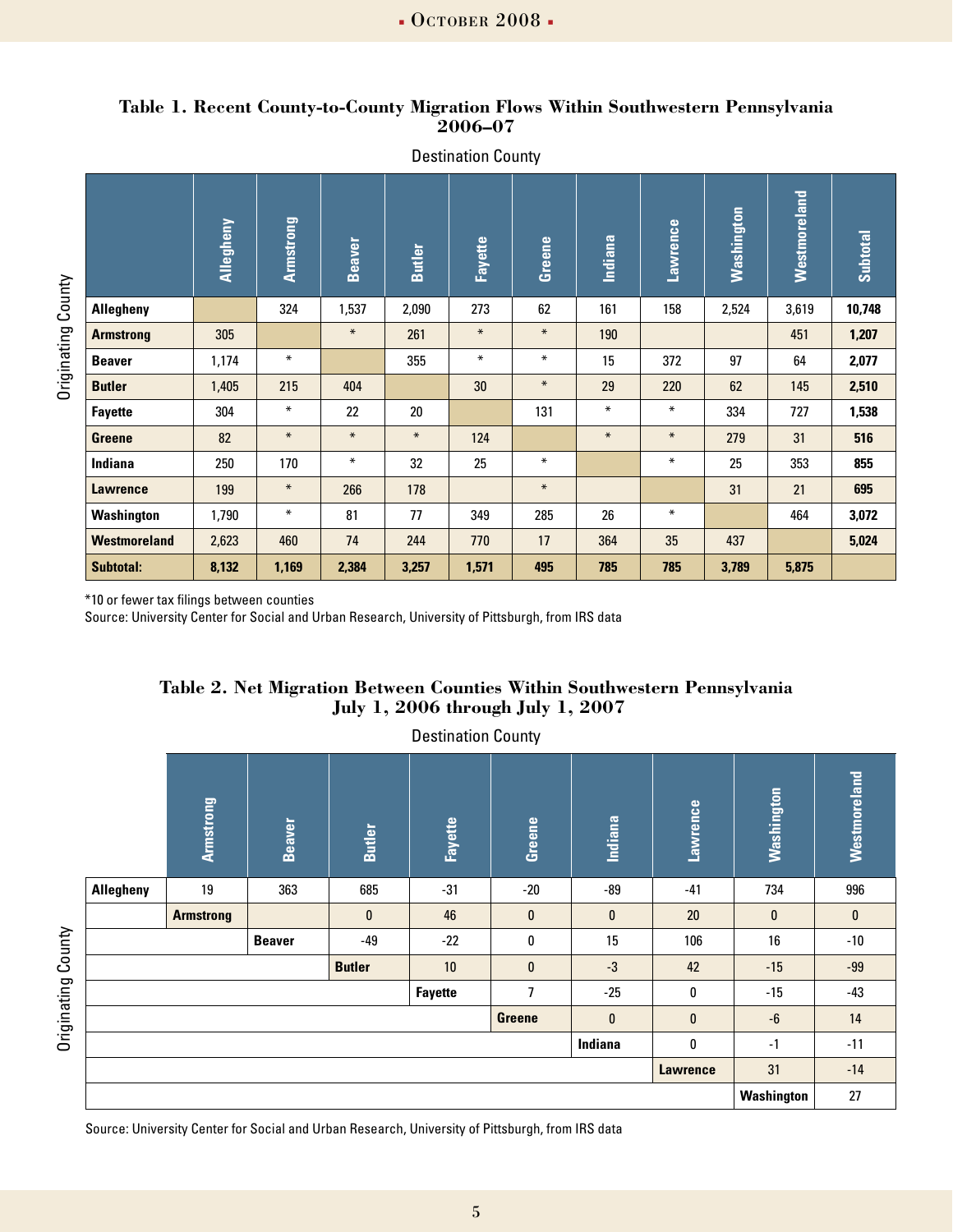### Table 1. Recent County-to-County Migration Flows Within Southwestern Pennsylvania 2006–07

Destination County

| Originating County | Allegheny | Armstrong | Beaver | Butler | Fayette | Greene | Indiana | Lawrence | Washington | Westmoreland | Subtotal |
|---|---|---|---|---|---|---|---|---|---|---|---|
| **Allegheny** | | 324 | 1,537 | 2,090 | 273 | 62 | 161 | 158 | 2,524 | 3,619 | **10,748** |
| **Armstrong** | 305 | | * | 261 | * | * | 190 | | | 451 | **1,207** |
| **Beaver** | 1,174 | * | | 355 | * | * | 15 | 372 | 97 | 64 | **2,077** |
| **Butler** | 1,405 | 215 | 404 | | 30 | * | 29 | 220 | 62 | 145 | **2,510** |
| **Fayette** | 304 | * | 22 | 20 | | 131 | * | * | 334 | 727 | **1,538** |
| **Greene** | 82 | * | * | * | 124 | | * | * | 279 | 31 | **516** |
| **Indiana** | 250 | 170 | * | 32 | 25 | * | | * | 25 | 353 | **855** |
| **Lawrence** | 199 | * | 266 | 178 | | * | | | 31 | 21 | **695** |
| **Washington** | 1,790 | * | 81 | 77 | 349 | 285 | 26 | * | | 464 | **3,072** |
| **Westmoreland** | 2,623 | 460 | 74 | 244 | 770 | 17 | 364 | 35 | 437 | | **5,024** |
| **Subtotal:** | **8,132** | **1,169** | **2,384** | **3,257** | **1,571** | **495** | **785** | **785** | **3,789** | **5,875** | |

*10 or fewer tax filings between counties

Source: University Center for Social and Urban Research, University of Pittsburgh, from IRS data

### Table 2. Net Migration Between Counties Within Southwestern Pennsylvania July 1, 2006 through July 1, 2007

Destination County

| Originating County | Armstrong | Beaver | Butler | Fayette | Greene | Indiana | Lawrence | Washington | Westmoreland |
|---|---|---|---|---|---|---|---|---|---|
| **Allegheny** | 19 | 363 | 685 | -31 | -20 | -89 | -41 | 734 | 996 |
| **Armstrong** | | | 0 | 46 | 0 | 0 | 20 | 0 | 0 |
| **Beaver** | | | -49 | -22 | 0 | 15 | 106 | 16 | -10 |
| **Butler** | | | | 10 | 0 | -3 | 42 | -15 | -99 |
| **Fayette** | | | | | 7 | -25 | 0 | -15 | -43 |
| **Greene** | | | | | | 0 | 0 | -6 | 14 |
| **Indiana** | | | | | | | 0 | -1 | -11 |
| **Lawrence** | | | | | | | | 31 | -14 |
| **Washington** | | | | | | | | | 27 |

Source: University Center for Social and Urban Research, University of Pittsburgh, from IRS data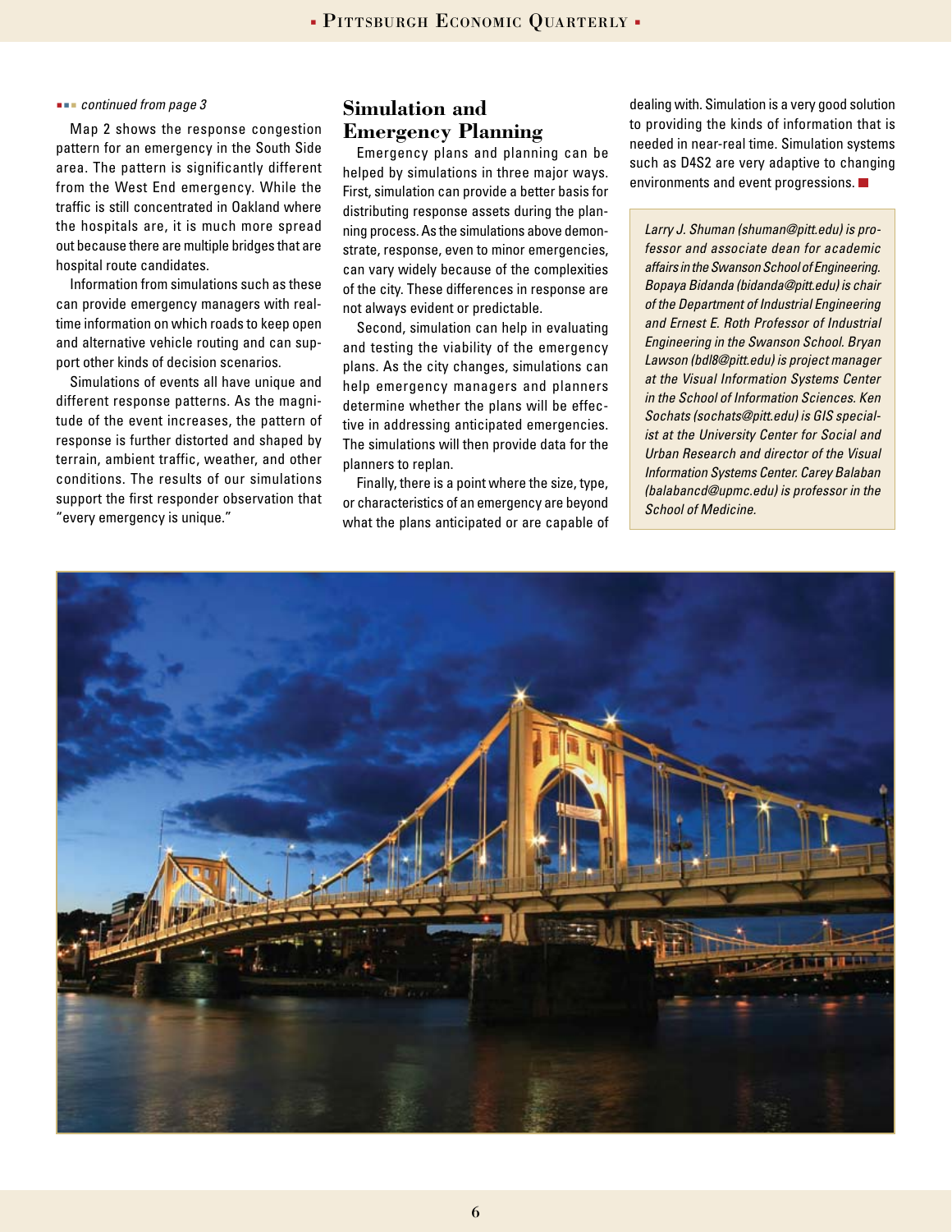*continued from page 3*

Map 2 shows the response congestion pattern for an emergency in the South Side area. The pattern is significantly different from the West End emergency. While the traffic is still concentrated in Oakland where the hospitals are, it is much more spread out because there are multiple bridges that are hospital route candidates.

Information from simulations such as these can provide emergency managers with real-time information on which roads to keep open and alternative vehicle routing and can support other kinds of decision scenarios.

Simulations of events all have unique and different response patterns. As the magnitude of the event increases, the pattern of response is further distorted and shaped by terrain, ambient traffic, weather, and other conditions. The results of our simulations support the first responder observation that "every emergency is unique."

## Simulation and Emergency Planning

Emergency plans and planning can be helped by simulations in three major ways. First, simulation can provide a better basis for distributing response assets during the planning process. As the simulations above demonstrate, response, even to minor emergencies, can vary widely because of the complexities of the city. These differences in response are not always evident or predictable.

Second, simulation can help in evaluating and testing the viability of the emergency plans. As the city changes, simulations can help emergency managers and planners determine whether the plans will be effective in addressing anticipated emergencies. The simulations will then provide data for the planners to replan.

Finally, there is a point where the size, type, or characteristics of an emergency are beyond what the plans anticipated or are capable of dealing with. Simulation is a very good solution to providing the kinds of information that is needed in near-real time. Simulation systems such as D4S2 are very adaptive to changing environments and event progressions.

*Larry J. Shuman (shuman@pitt.edu) is professor and associate dean for academic affairs in the Swanson School of Engineering. Bopaya Bidanda (bidanda@pitt.edu) is chair of the Department of Industrial Engineering and Ernest E. Roth Professor of Industrial Engineering in the Swanson School. Bryan Lawson (bdl8@pitt.edu) is project manager at the Visual Information Systems Center in the School of Information Sciences. Ken Sochats (sochats@pitt.edu) is GIS specialist at the University Center for Social and Urban Research and director of the Visual Information Systems Center. Carey Balaban (balabancd@upmc.edu) is professor in the School of Medicine.*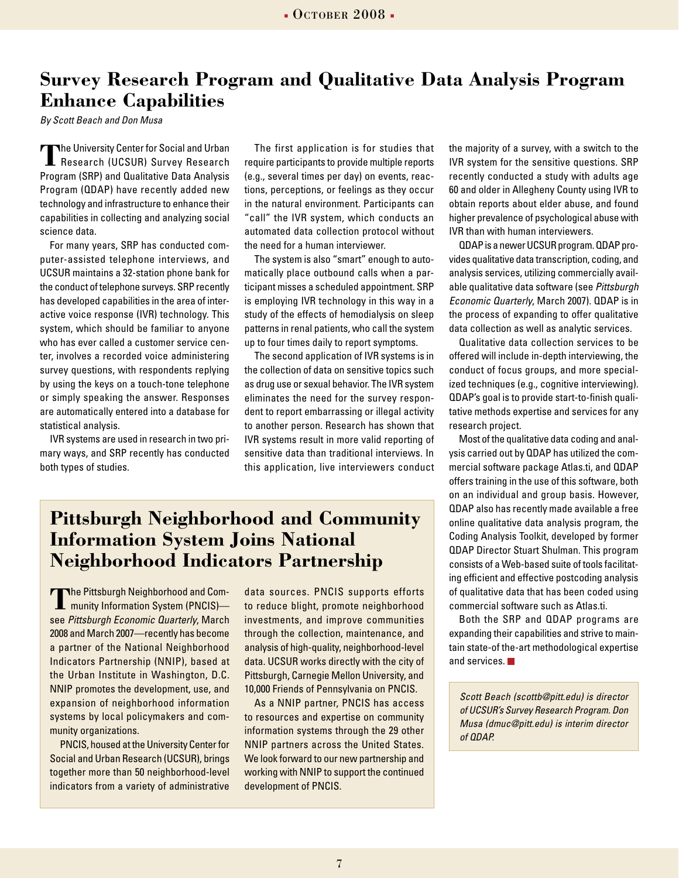## Survey Research Program and Qualitative Data Analysis Program Enhance Capabilities

*By Scott Beach and Don Musa*

The University Center for Social and Urban Research (UCSUR) Survey Research Program (SRP) and Qualitative Data Analysis Program (QDAP) have recently added new technology and infrastructure to enhance their capabilities in collecting and analyzing social science data.

For many years, SRP has conducted computer-assisted telephone interviews, and UCSUR maintains a 32-station phone bank for the conduct of telephone surveys. SRP recently has developed capabilities in the area of interactive voice response (IVR) technology. This system, which should be familiar to anyone who has ever called a customer service center, involves a recorded voice administering survey questions, with respondents replying by using the keys on a touch-tone telephone or simply speaking the answer. Responses are automatically entered into a database for statistical analysis.

IVR systems are used in research in two primary ways, and SRP recently has conducted both types of studies.

The first application is for studies that require participants to provide multiple reports (e.g., several times per day) on events, reactions, perceptions, or feelings as they occur in the natural environment. Participants can "call" the IVR system, which conducts an automated data collection protocol without the need for a human interviewer.

The system is also "smart" enough to automatically place outbound calls when a participant misses a scheduled appointment. SRP is employing IVR technology in this way in a study of the effects of hemodialysis on sleep patterns in renal patients, who call the system up to four times daily to report symptoms.

The second application of IVR systems is in the collection of data on sensitive topics such as drug use or sexual behavior. The IVR system eliminates the need for the survey respondent to report embarrassing or illegal activity to another person. Research has shown that IVR systems result in more valid reporting of sensitive data than traditional interviews. In this application, live interviewers conduct the majority of a survey, with a switch to the IVR system for the sensitive questions. SRP recently conducted a study with adults age 60 and older in Allegheny County using IVR to obtain reports about elder abuse, and found higher prevalence of psychological abuse with IVR than with human interviewers.

QDAP is a newer UCSUR program. QDAP provides qualitative data transcription, coding, and analysis services, utilizing commercially available qualitative data software (see *Pittsburgh Economic Quarterly*, March 2007). QDAP is in the process of expanding to offer qualitative data collection as well as analytic services.

Qualitative data collection services to be offered will include in-depth interviewing, the conduct of focus groups, and more specialized techniques (e.g., cognitive interviewing). QDAP's goal is to provide start-to-finish qualitative methods expertise and services for any research project.

Most of the qualitative data coding and analysis carried out by QDAP has utilized the commercial software package Atlas.ti, and QDAP offers training in the use of this software, both on an individual and group basis. However, QDAP also has recently made available a free online qualitative data analysis program, the Coding Analysis Toolkit, developed by former QDAP Director Stuart Shulman. This program consists of a Web-based suite of tools facilitating efficient and effective postcoding analysis of qualitative data that has been coded using commercial software such as Atlas.ti.

Both the SRP and QDAP programs are expanding their capabilities and strive to maintain state-of-the-art methodological expertise and services. ■

*Scott Beach (scottb@pitt.edu) is director of UCSUR's Survey Research Program. Don Musa (dmuc@pitt.edu) is interim director of QDAP.*

## Pittsburgh Neighborhood and Community Information System Joins National Neighborhood Indicators Partnership

The Pittsburgh Neighborhood and Community Information System (PNCIS)—see *Pittsburgh Economic Quarterly*, March 2008 and March 2007—recently has become a partner of the National Neighborhood Indicators Partnership (NNIP), based at the Urban Institute in Washington, D.C. NNIP promotes the development, use, and expansion of neighborhood information systems by local policymakers and community organizations.

PNCIS, housed at the University Center for Social and Urban Research (UCSUR), brings together more than 50 neighborhood-level indicators from a variety of administrative data sources. PNCIS supports efforts to reduce blight, promote neighborhood investments, and improve communities through the collection, maintenance, and analysis of high-quality, neighborhood-level data. UCSUR works directly with the city of Pittsburgh, Carnegie Mellon University, and 10,000 Friends of Pennsylvania on PNCIS.

As a NNIP partner, PNCIS has access to resources and expertise on community information systems through the 29 other NNIP partners across the United States. We look forward to our new partnership and working with NNIP to support the continued development of PNCIS.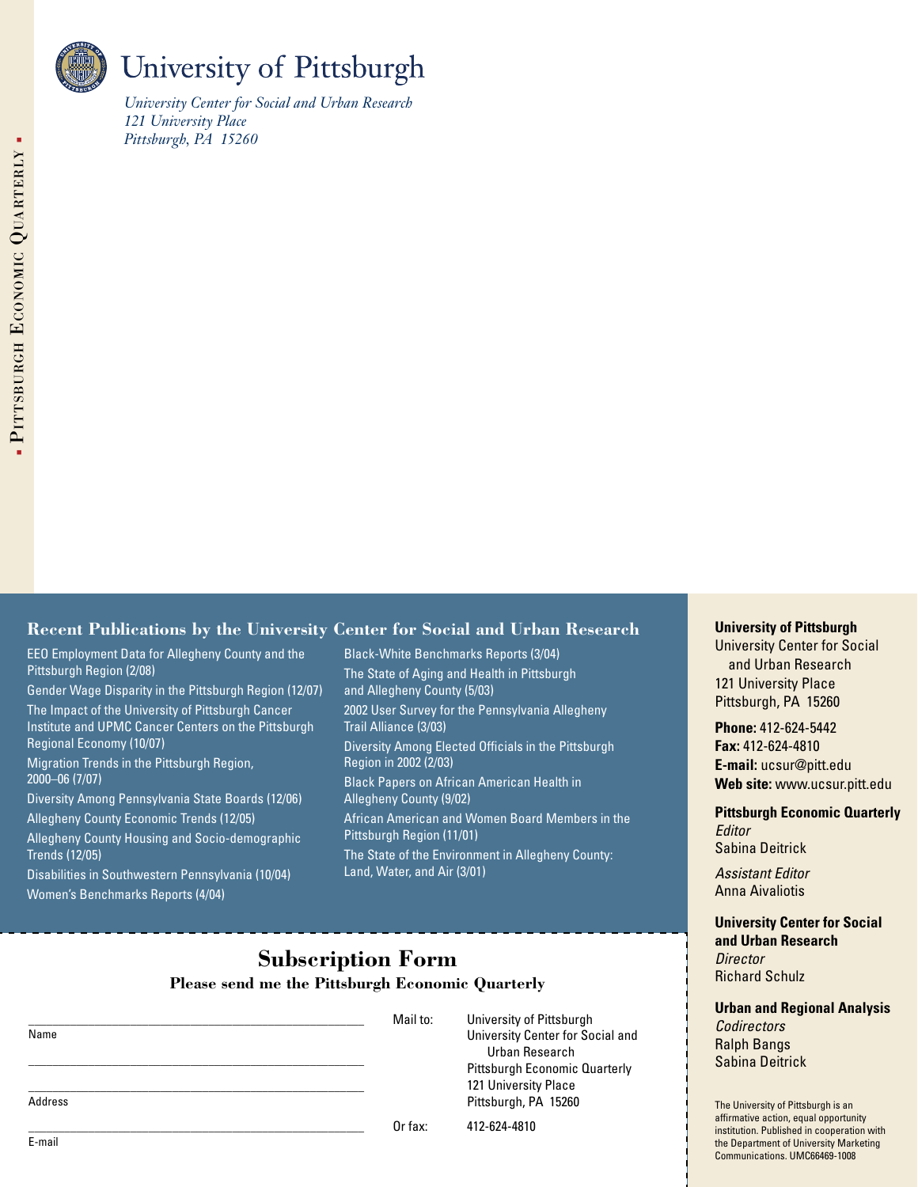University of Pittsburgh

*University Center for Social and Urban Research*
*121 University Place*
*Pittsburgh, PA 15260*

## Recent Publications by the University Center for Social and Urban Research

EEO Employment Data for Allegheny County and the Pittsburgh Region (2/08)

Gender Wage Disparity in the Pittsburgh Region (12/07)

The Impact of the University of Pittsburgh Cancer Institute and UPMC Cancer Centers on the Pittsburgh Regional Economy (10/07)

Migration Trends in the Pittsburgh Region, 2000–06 (7/07)

Diversity Among Pennsylvania State Boards (12/06)

Allegheny County Economic Trends (12/05)

Allegheny County Housing and Socio-demographic Trends (12/05)

Disabilities in Southwestern Pennsylvania (10/04)

Women's Benchmarks Reports (4/04)

Black-White Benchmarks Reports (3/04)

The State of Aging and Health in Pittsburgh and Allegheny County (5/03)

2002 User Survey for the Pennsylvania Allegheny Trail Alliance (3/03)

Diversity Among Elected Officials in the Pittsburgh Region in 2002 (2/03)

Black Papers on African American Health in Allegheny County (9/02)

African American and Women Board Members in the Pittsburgh Region (11/01)

The State of the Environment in Allegheny County: Land, Water, and Air (3/01)

## Subscription Form

**Please send me the Pittsburgh Economic Quarterly**

______________________________
Name

______________________________

______________________________
Address

______________________________
E-mail

Mail to: University of Pittsburgh
University Center for Social and Urban Research
Pittsburgh Economic Quarterly
121 University Place
Pittsburgh, PA 15260

Or fax: 412-624-4810

**University of Pittsburgh**
University Center for Social and Urban Research
121 University Place
Pittsburgh, PA 15260

**Phone:** 412-624-5442
**Fax:** 412-624-4810
**E-mail:** ucsur@pitt.edu
**Web site:** www.ucsur.pitt.edu

**Pittsburgh Economic Quarterly**
*Editor*
Sabina Deitrick

*Assistant Editor*
Anna Aivaliotis

**University Center for Social and Urban Research**
*Director*
Richard Schulz

**Urban and Regional Analysis**
*Codirectors*
Ralph Bangs
Sabina Deitrick

The University of Pittsburgh is an affirmative action, equal opportunity institution. Published in cooperation with the Department of University Marketing Communications. UMC66469-1008